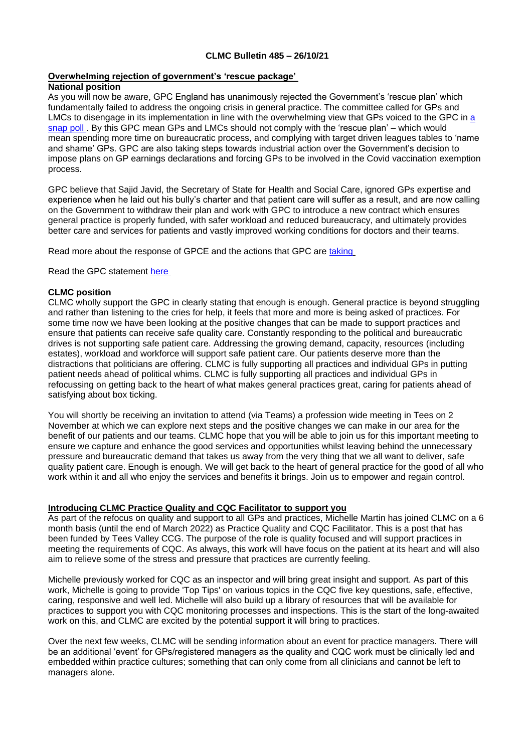**CLMC Bulletin 485 – 26/10/21**

## Overwhelming rejection of government's 'rescue package'

### National position

As you will now be aware, GPC England has unanimously rejected the Government's 'rescue plan' which fundamentally failed to address the ongoing crisis in general practice. The committee called for GPs and LMCs to disengage in its implementation in line with the overwhelming view that GPs voiced to the GPC in a snap poll . By this GPC mean GPs and LMCs should not comply with the 'rescue plan' – which would mean spending more time on bureaucratic process, and complying with target driven leagues tables to 'name and shame' GPs. GPC are also taking steps towards industrial action over the Government's decision to impose plans on GP earnings declarations and forcing GPs to be involved in the Covid vaccination exemption process.

GPC believe that Sajid Javid, the Secretary of State for Health and Social Care, ignored GPs expertise and experience when he laid out his bully's charter and that patient care will suffer as a result, and are now calling on the Government to withdraw their plan and work with GPC to introduce a new contract which ensures general practice is properly funded, with safer workload and reduced bureaucracy, and ultimately provides better care and services for patients and vastly improved working conditions for doctors and their teams.

Read more about the response of GPCE and the actions that GPC are taking

Read the GPC statement here

### CLMC position

CLMC wholly support the GPC in clearly stating that enough is enough. General practice is beyond struggling and rather than listening to the cries for help, it feels that more and more is being asked of practices. For some time now we have been looking at the positive changes that can be made to support practices and ensure that patients can receive safe quality care. Constantly responding to the political and bureaucratic drives is not supporting safe patient care. Addressing the growing demand, capacity, resources (including estates), workload and workforce will support safe patient care. Our patients deserve more than the distractions that politicians are offering. CLMC is fully supporting all practices and individual GPs in putting patient needs ahead of political whims. CLMC is fully supporting all practices and individual GPs in refocussing on getting back to the heart of what makes general practices great, caring for patients ahead of satisfying about box ticking.

You will shortly be receiving an invitation to attend (via Teams) a profession wide meeting in Tees on 2 November at which we can explore next steps and the positive changes we can make in our area for the benefit of our patients and our teams. CLMC hope that you will be able to join us for this important meeting to ensure we capture and enhance the good services and opportunities whilst leaving behind the unnecessary pressure and bureaucratic demand that takes us away from the very thing that we all want to deliver, safe quality patient care. Enough is enough. We will get back to the heart of general practice for the good of all who work within it and all who enjoy the services and benefits it brings. Join us to empower and regain control.

## Introducing CLMC Practice Quality and CQC Facilitator to support you

As part of the refocus on quality and support to all GPs and practices, Michelle Martin has joined CLMC on a 6 month basis (until the end of March 2022) as Practice Quality and CQC Facilitator. This is a post that has been funded by Tees Valley CCG. The purpose of the role is quality focused and will support practices in meeting the requirements of CQC. As always, this work will have focus on the patient at its heart and will also aim to relieve some of the stress and pressure that practices are currently feeling.

Michelle previously worked for CQC as an inspector and will bring great insight and support. As part of this work, Michelle is going to provide 'Top Tips' on various topics in the CQC five key questions, safe, effective, caring, responsive and well led. Michelle will also build up a library of resources that will be available for practices to support you with CQC monitoring processes and inspections. This is the start of the long-awaited work on this, and CLMC are excited by the potential support it will bring to practices.

Over the next few weeks, CLMC will be sending information about an event for practice managers. There will be an additional 'event' for GPs/registered managers as the quality and CQC work must be clinically led and embedded within practice cultures; something that can only come from all clinicians and cannot be left to managers alone.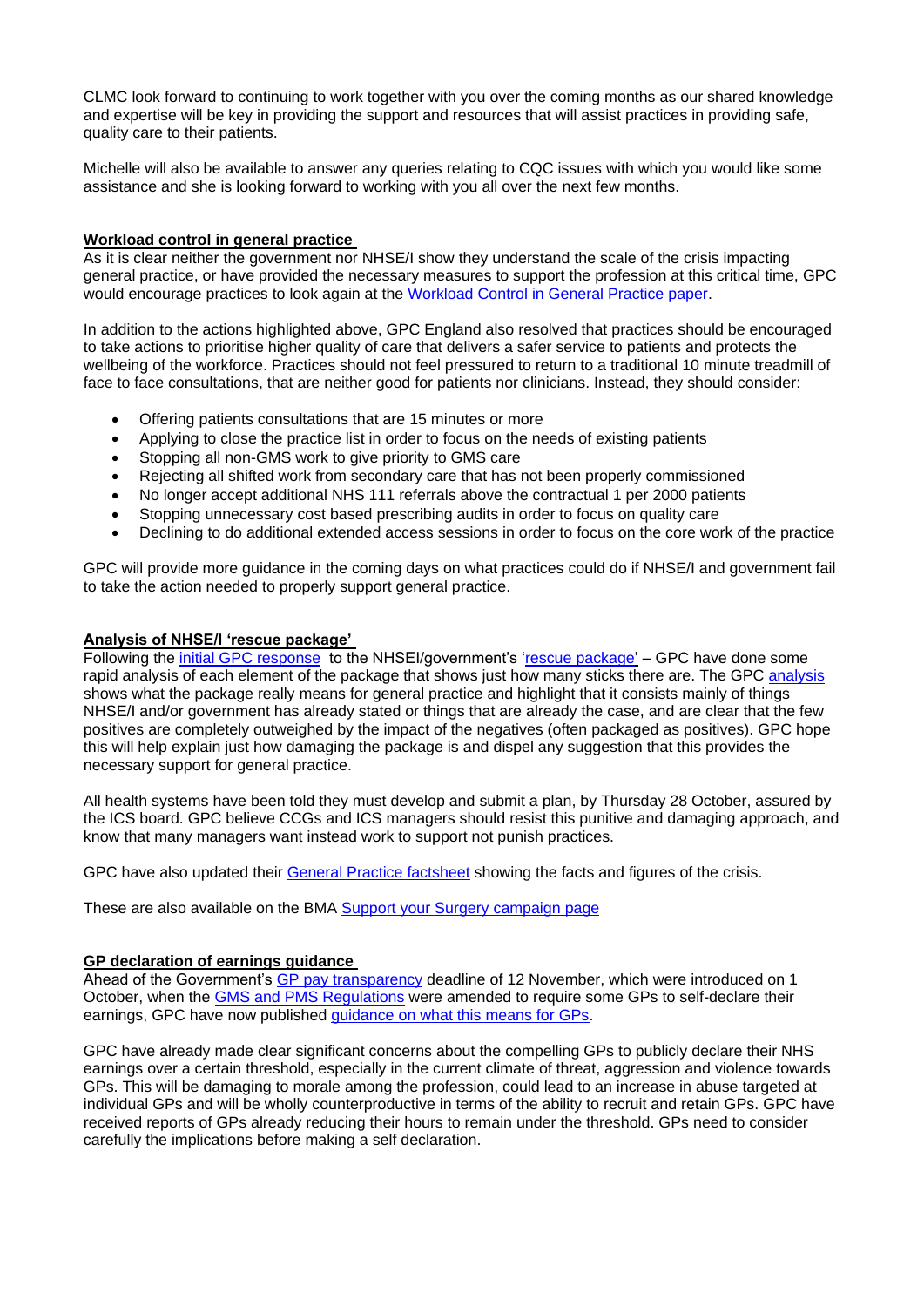CLMC look forward to continuing to work together with you over the coming months as our shared knowledge and expertise will be key in providing the support and resources that will assist practices in providing safe, quality care to their patients.

Michelle will also be available to answer any queries relating to CQC issues with which you would like some assistance and she is looking forward to working with you all over the next few months.

## Workload control in general practice

As it is clear neither the government nor NHSE/I show they understand the scale of the crisis impacting general practice, or have provided the necessary measures to support the profession at this critical time, GPC would encourage practices to look again at the Workload Control in General Practice paper.

In addition to the actions highlighted above, GPC England also resolved that practices should be encouraged to take actions to prioritise higher quality of care that delivers a safer service to patients and protects the wellbeing of the workforce. Practices should not feel pressured to return to a traditional 10 minute treadmill of face to face consultations, that are neither good for patients nor clinicians. Instead, they should consider:

- Offering patients consultations that are 15 minutes or more
- Applying to close the practice list in order to focus on the needs of existing patients
- Stopping all non-GMS work to give priority to GMS care
- Rejecting all shifted work from secondary care that has not been properly commissioned
- No longer accept additional NHS 111 referrals above the contractual 1 per 2000 patients
- Stopping unnecessary cost based prescribing audits in order to focus on quality care
- Declining to do additional extended access sessions in order to focus on the core work of the practice

GPC will provide more guidance in the coming days on what practices could do if NHSE/I and government fail to take the action needed to properly support general practice.

## Analysis of NHSE/I 'rescue package'

Following the initial GPC response to the NHSEI/government's 'rescue package' – GPC have done some rapid analysis of each element of the package that shows just how many sticks there are. The GPC analysis shows what the package really means for general practice and highlight that it consists mainly of things NHSE/I and/or government has already stated or things that are already the case, and are clear that the few positives are completely outweighed by the impact of the negatives (often packaged as positives). GPC hope this will help explain just how damaging the package is and dispel any suggestion that this provides the necessary support for general practice.

All health systems have been told they must develop and submit a plan, by Thursday 28 October, assured by the ICS board. GPC believe CCGs and ICS managers should resist this punitive and damaging approach, and know that many managers want instead work to support not punish practices.

GPC have also updated their General Practice factsheet showing the facts and figures of the crisis.

These are also available on the BMA Support your Surgery campaign page

## GP declaration of earnings guidance

Ahead of the Government's GP pay transparency deadline of 12 November, which were introduced on 1 October, when the GMS and PMS Regulations were amended to require some GPs to self-declare their earnings, GPC have now published guidance on what this means for GPs.

GPC have already made clear significant concerns about the compelling GPs to publicly declare their NHS earnings over a certain threshold, especially in the current climate of threat, aggression and violence towards GPs. This will be damaging to morale among the profession, could lead to an increase in abuse targeted at individual GPs and will be wholly counterproductive in terms of the ability to recruit and retain GPs. GPC have received reports of GPs already reducing their hours to remain under the threshold. GPs need to consider carefully the implications before making a self declaration.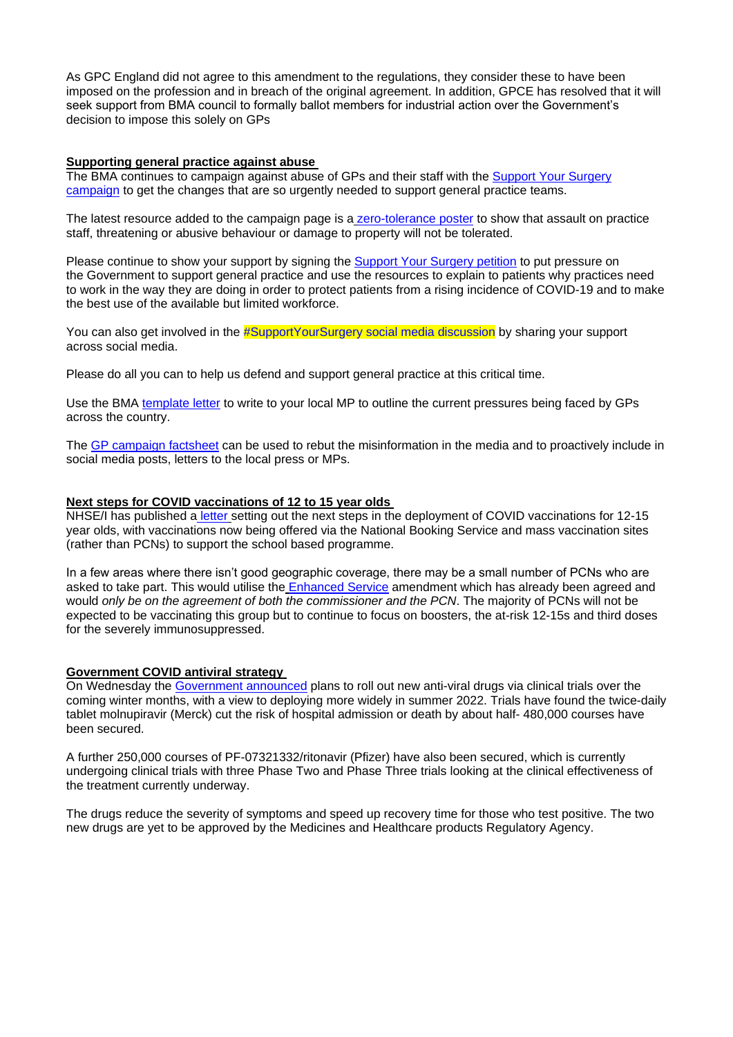As GPC England did not agree to this amendment to the regulations, they consider these to have been imposed on the profession and in breach of the original agreement. In addition, GPCE has resolved that it will seek support from BMA council to formally ballot members for industrial action over the Government's decision to impose this solely on GPs

**Supporting general practice against abuse**

The BMA continues to campaign against abuse of GPs and their staff with the Support Your Surgery campaign to get the changes that are so urgently needed to support general practice teams.

The latest resource added to the campaign page is a zero-tolerance poster to show that assault on practice staff, threatening or abusive behaviour or damage to property will not be tolerated.

Please continue to show your support by signing the Support Your Surgery petition to put pressure on the Government to support general practice and use the resources to explain to patients why practices need to work in the way they are doing in order to protect patients from a rising incidence of COVID-19 and to make the best use of the available but limited workforce.

You can also get involved in the #SupportYourSurgery social media discussion by sharing your support across social media.

Please do all you can to help us defend and support general practice at this critical time.

Use the BMA template letter to write to your local MP to outline the current pressures being faced by GPs across the country.

The GP campaign factsheet can be used to rebut the misinformation in the media and to proactively include in social media posts, letters to the local press or MPs.

**Next steps for COVID vaccinations of 12 to 15 year olds**

NHSE/I has published a letter setting out the next steps in the deployment of COVID vaccinations for 12-15 year olds, with vaccinations now being offered via the National Booking Service and mass vaccination sites (rather than PCNs) to support the school based programme.

In a few areas where there isn't good geographic coverage, there may be a small number of PCNs who are asked to take part. This would utilise the Enhanced Service amendment which has already been agreed and would *only be on the agreement of both the commissioner and the PCN*. The majority of PCNs will not be expected to be vaccinating this group but to continue to focus on boosters, the at-risk 12-15s and third doses for the severely immunosuppressed.

**Government COVID antiviral strategy**

On Wednesday the Government announced plans to roll out new anti-viral drugs via clinical trials over the coming winter months, with a view to deploying more widely in summer 2022. Trials have found the twice-daily tablet molnupiravir (Merck) cut the risk of hospital admission or death by about half- 480,000 courses have been secured.

A further 250,000 courses of PF-07321332/ritonavir (Pfizer) have also been secured, which is currently undergoing clinical trials with three Phase Two and Phase Three trials looking at the clinical effectiveness of the treatment currently underway.

The drugs reduce the severity of symptoms and speed up recovery time for those who test positive. The two new drugs are yet to be approved by the Medicines and Healthcare products Regulatory Agency.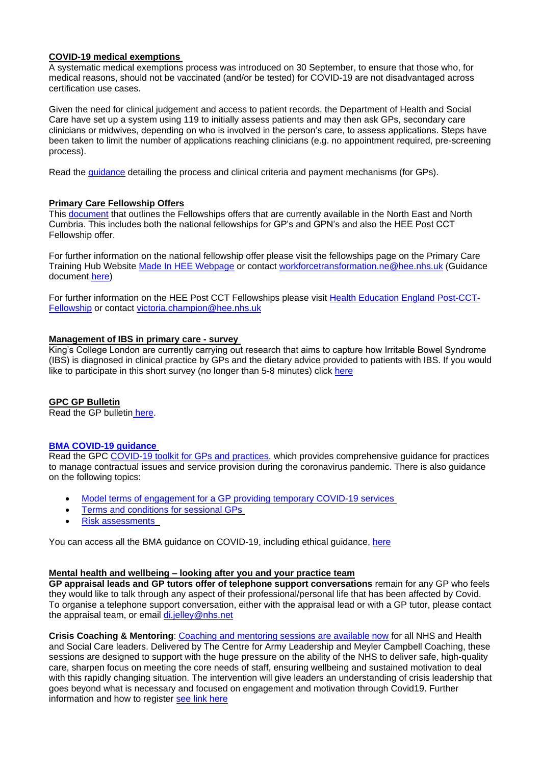**COVID-19 medical exemptions**

A systematic medical exemptions process was introduced on 30 September, to ensure that those who, for medical reasons, should not be vaccinated (and/or be tested) for COVID-19 are not disadvantaged across certification use cases.

Given the need for clinical judgement and access to patient records, the Department of Health and Social Care have set up a system using 119 to initially assess patients and may then ask GPs, secondary care clinicians or midwives, depending on who is involved in the person's care, to assess applications. Steps have been taken to limit the number of applications reaching clinicians (e.g. no appointment required, pre-screening process).

Read the guidance detailing the process and clinical criteria and payment mechanisms (for GPs).

**Primary Care Fellowship Offers**

This document that outlines the Fellowships offers that are currently available in the North East and North Cumbria. This includes both the national fellowships for GP's and GPN's and also the HEE Post CCT Fellowship offer.

For further information on the national fellowship offer please visit the fellowships page on the Primary Care Training Hub Website Made In HEE Webpage or contact workforcetransformation.ne@hee.nhs.uk (Guidance document here)

For further information on the HEE Post CCT Fellowships please visit Health Education England Post-CCT-Fellowship or contact victoria.champion@hee.nhs.uk

**Management of IBS in primary care - survey**

King's College London are currently carrying out research that aims to capture how Irritable Bowel Syndrome (IBS) is diagnosed in clinical practice by GPs and the dietary advice provided to patients with IBS. If you would like to participate in this short survey (no longer than 5-8 minutes) click here

**GPC GP Bulletin**

Read the GP bulletin here.

**BMA COVID-19 guidance**

Read the GPC COVID-19 toolkit for GPs and practices, which provides comprehensive guidance for practices to manage contractual issues and service provision during the coronavirus pandemic. There is also guidance on the following topics:

- Model terms of engagement for a GP providing temporary COVID-19 services
- Terms and conditions for sessional GPs
- Risk assessments

You can access all the BMA guidance on COVID-19, including ethical guidance, here

**Mental health and wellbeing – looking after you and your practice team**

**GP appraisal leads and GP tutors offer of telephone support conversations** remain for any GP who feels they would like to talk through any aspect of their professional/personal life that has been affected by Covid. To organise a telephone support conversation, either with the appraisal lead or with a GP tutor, please contact the appraisal team, or email di.jelley@nhs.net

**Crisis Coaching & Mentoring**: Coaching and mentoring sessions are available now for all NHS and Health and Social Care leaders. Delivered by The Centre for Army Leadership and Meyler Campbell Coaching, these sessions are designed to support with the huge pressure on the ability of the NHS to deliver safe, high-quality care, sharpen focus on meeting the core needs of staff, ensuring wellbeing and sustained motivation to deal with this rapidly changing situation. The intervention will give leaders an understanding of crisis leadership that goes beyond what is necessary and focused on engagement and motivation through Covid19. Further information and how to register see link here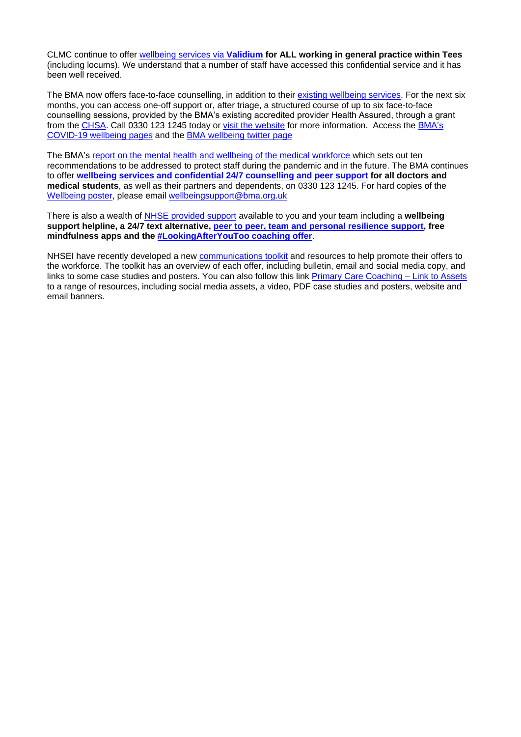CLMC continue to offer wellbeing services via **Validium** **for ALL working in general practice within Tees** (including locums). We understand that a number of staff have accessed this confidential service and it has been well received.

The BMA now offers face-to-face counselling, in addition to their existing wellbeing services. For the next six months, you can access one-off support or, after triage, a structured course of up to six face-to-face counselling sessions, provided by the BMA's existing accredited provider Health Assured, through a grant from the CHSA. Call 0330 123 1245 today or visit the website for more information. Access the BMA's COVID-19 wellbeing pages and the BMA wellbeing twitter page

The BMA's report on the mental health and wellbeing of the medical workforce which sets out ten recommendations to be addressed to protect staff during the pandemic and in the future. The BMA continues to offer **wellbeing services and confidential 24/7 counselling and peer support for all doctors and medical students**, as well as their partners and dependents, on 0330 123 1245. For hard copies of the Wellbeing poster, please email wellbeingsupport@bma.org.uk

There is also a wealth of NHSE provided support available to you and your team including a **wellbeing support helpline, a 24/7 text alternative, peer to peer, team and personal resilience support, free mindfulness apps and the #LookingAfterYouToo coaching offer**.

NHSEI have recently developed a new communications toolkit and resources to help promote their offers to the workforce. The toolkit has an overview of each offer, including bulletin, email and social media copy, and links to some case studies and posters. You can also follow this link Primary Care Coaching – Link to Assets to a range of resources, including social media assets, a video, PDF case studies and posters, website and email banners.